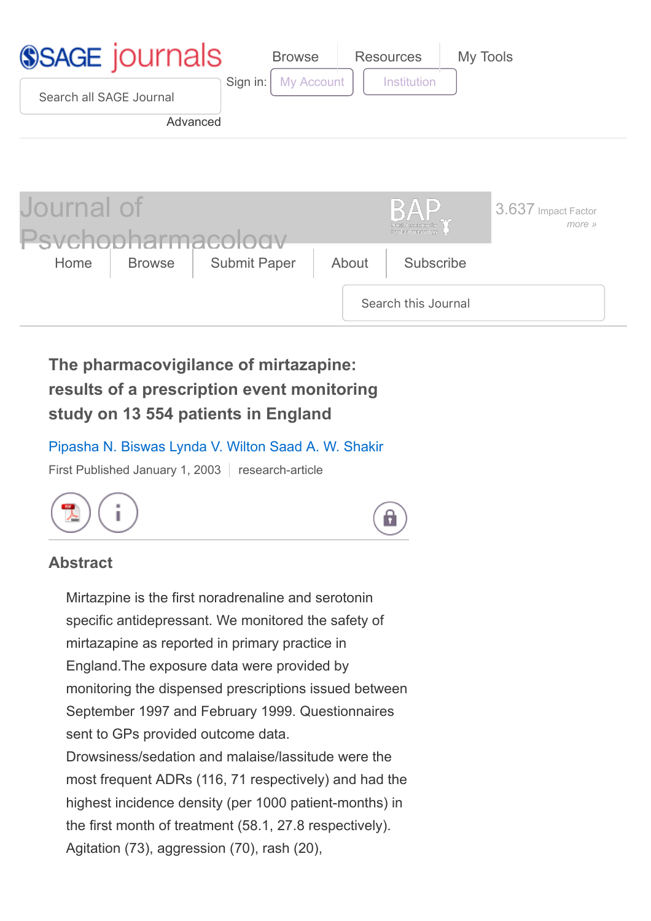# The pharmacovigilance of mirtazapine: results of a prescription event monitoring study on 13 554 patients in England

Pipasha N. Biswas Lynda V. Wilton Saad A. W. Shakir

First Published January 1, 2003 | research-article

## Abstract

Mirtzapine is the first noradrenaline and serotonin specific antidepressant. We monitored the safety of mirtazapine as reported in primary practice in England.The exposure data were provided by monitoring the dispensed prescriptions issued between September 1997 and February 1999. Questionnaires sent to GPs provided outcome data. Drowsiness/sedation and malaise/lassitude were the most frequent ADRs (116, 71 respectively) and had the highest incidence density (per 1000 patient-months) in the first month of treatment (58.1, 27.8 respectively). Agitation (73), aggression (70), rash (20),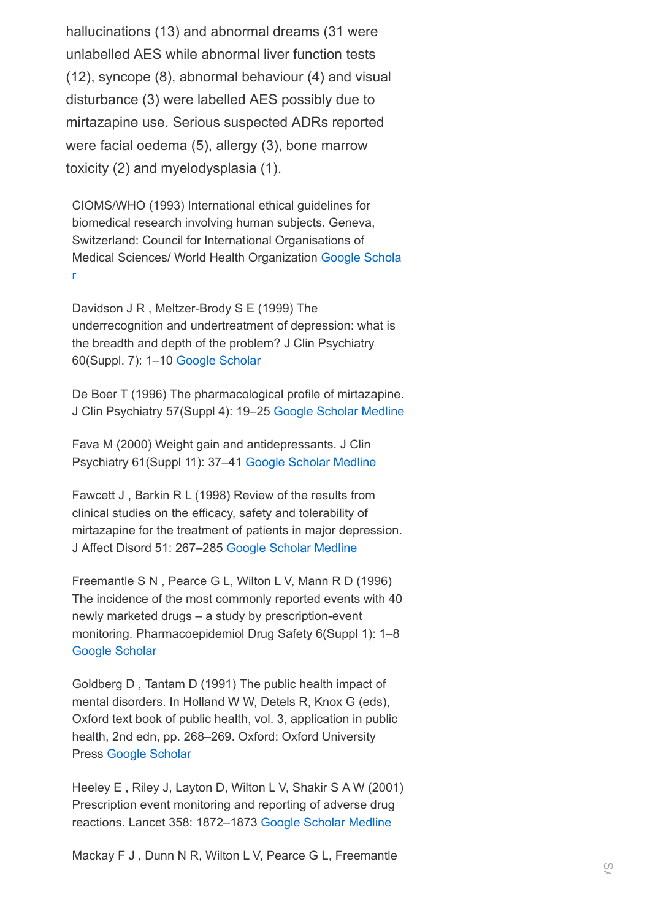hallucinations (13) and abnormal dreams (31 were unlabelled AES while abnormal liver function tests (12), syncope (8), abnormal behaviour (4) and visual disturbance (3) were labelled AES possibly due to mirtazapine use. Serious suspected ADRs reported were facial oedema (5), allergy (3), bone marrow toxicity (2) and myelodysplasia (1).

CIOMS/WHO (1993) International ethical guidelines for biomedical research involving human subjects. Geneva, Switzerland: Council for International Organisations of Medical Sciences/ World Health Organization Google Scholar

Davidson J R , Meltzer-Brody S E (1999) The underrecognition and undertreatment of depression: what is the breadth and depth of the problem? J Clin Psychiatry 60(Suppl. 7): 1–10 Google Scholar

De Boer T (1996) The pharmacological profile of mirtazapine. J Clin Psychiatry 57(Suppl 4): 19–25 Google Scholar Medline

Fava M (2000) Weight gain and antidepressants. J Clin Psychiatry 61(Suppl 11): 37–41 Google Scholar Medline

Fawcett J , Barkin R L (1998) Review of the results from clinical studies on the efficacy, safety and tolerability of mirtazapine for the treatment of patients in major depression. J Affect Disord 51: 267–285 Google Scholar Medline

Freemantle S N , Pearce G L, Wilton L V, Mann R D (1996) The incidence of the most commonly reported events with 40 newly marketed drugs – a study by prescription-event monitoring. Pharmacoepidemiol Drug Safety 6(Suppl 1): 1–8 Google Scholar

Goldberg D , Tantam D (1991) The public health impact of mental disorders. In Holland W W, Detels R, Knox G (eds), Oxford text book of public health, vol. 3, application in public health, 2nd edn, pp. 268–269. Oxford: Oxford University Press Google Scholar

Heeley E , Riley J, Layton D, Wilton L V, Shakir S A W (2001) Prescription event monitoring and reporting of adverse drug reactions. Lancet 358: 1872–1873 Google Scholar Medline

Mackay F J , Dunn N R, Wilton L V, Pearce G L, Freemantle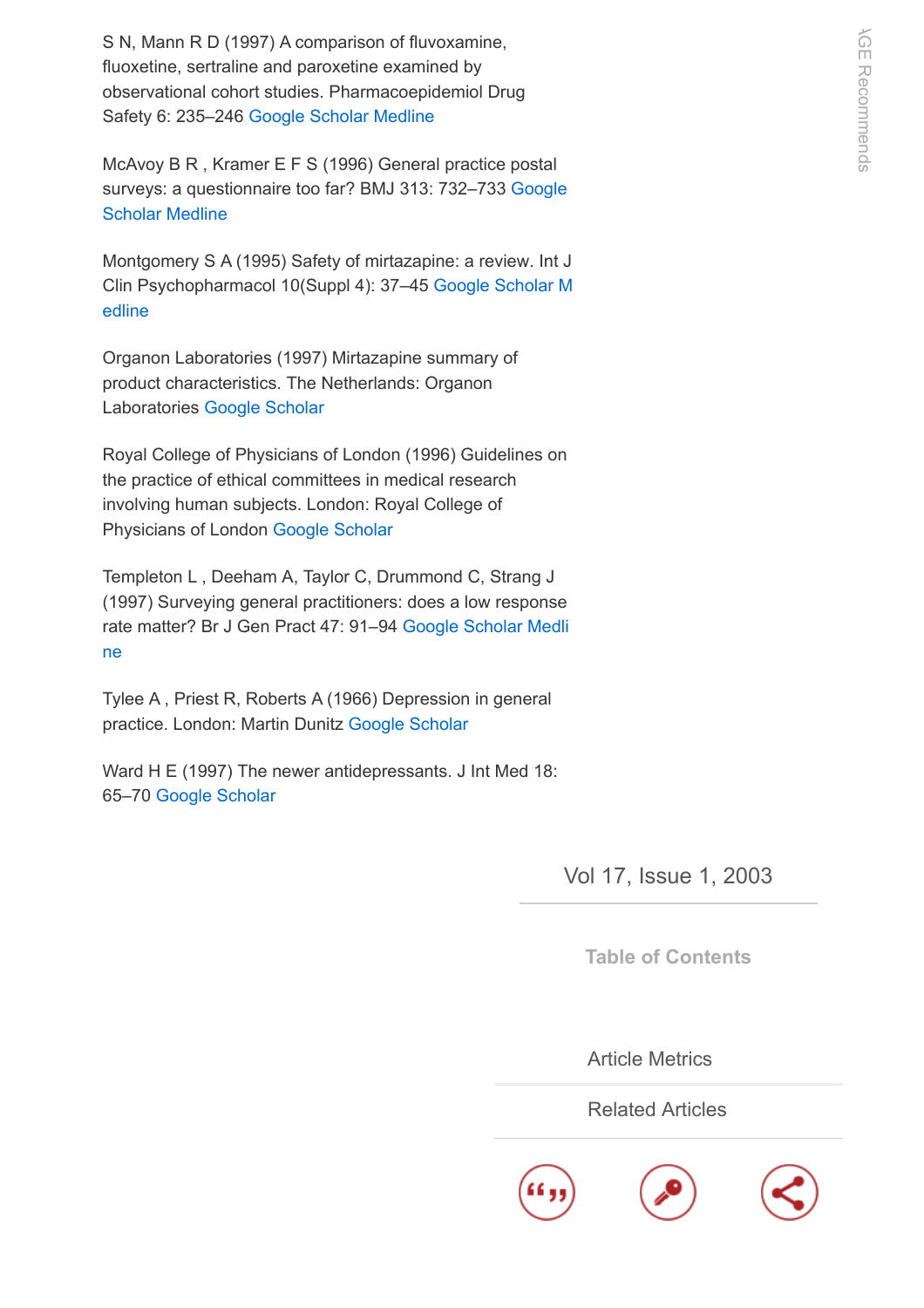S N, Mann R D (1997) A comparison of fluvoxamine, fluoxetine, sertraline and paroxetine examined by observational cohort studies. Pharmacoepidemiol Drug Safety 6: 235–246 Google Scholar Medline

McAvoy B R , Kramer E F S (1996) General practice postal surveys: a questionnaire too far? BMJ 313: 732–733 Google Scholar Medline

Montgomery S A (1995) Safety of mirtazapine: a review. Int J Clin Psychopharmacol 10(Suppl 4): 37–45 Google Scholar Medline

Organon Laboratories (1997) Mirtazapine summary of product characteristics. The Netherlands: Organon Laboratories Google Scholar

Royal College of Physicians of London (1996) Guidelines on the practice of ethical committees in medical research involving human subjects. London: Royal College of Physicians of London Google Scholar

Templeton L , Deeham A, Taylor C, Drummond C, Strang J (1997) Surveying general practitioners: does a low response rate matter? Br J Gen Pract 47: 91–94 Google Scholar Medline

Tylee A , Priest R, Roberts A (1966) Depression in general practice. London: Martin Dunitz Google Scholar

Ward H E (1997) The newer antidepressants. J Int Med 18: 65–70 Google Scholar

Table of Contents

Article Metrics

Related Articles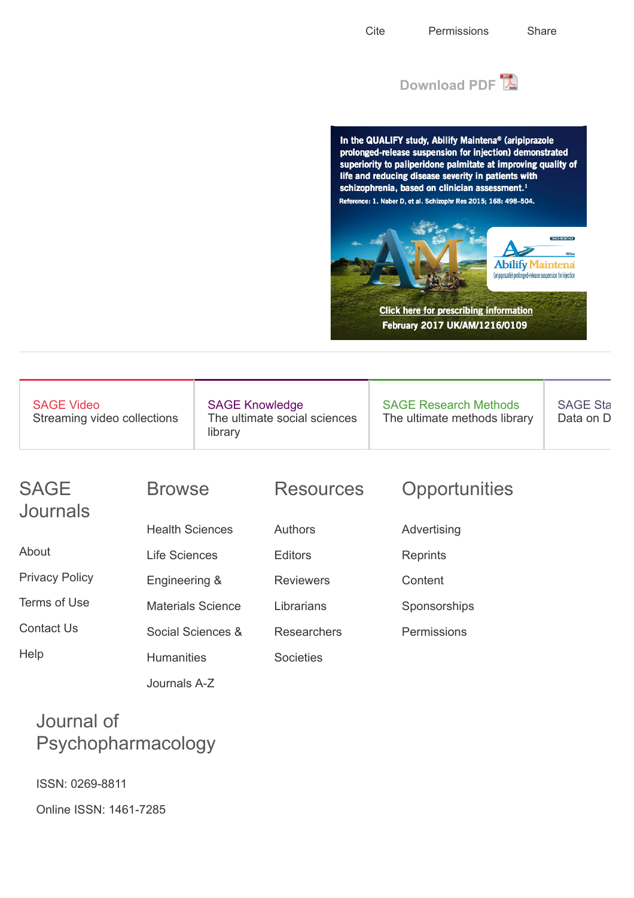Cite Permissions Share

Download PDF

In the QUALIFY study, Abilify Maintena® (aripiprazole prolonged-release suspension for injection) demonstrated superiority to paliperidone palmitate at improving quality of life and reducing disease severity in patients with schizophrenia, based on clinician assessment.[1]

Reference: 1. Naber D, et al. Schizophr Res 2015; 168: 498–504.

Abilify Maintena (aripiprazole) prolonged-release suspension for injection

Click here for prescribing information

February 2017 UK/AM/1216/0109

---

SAGE Video
Streaming video collections

SAGE Knowledge
The ultimate social sciences library

SAGE Research Methods
The ultimate methods library

SAGE Sta
Data on D

## SAGE Journals

About

Privacy Policy

Terms of Use

Contact Us

Help

## Browse

Health Sciences

Life Sciences

Engineering &

Materials Science

Social Sciences &

Humanities

Journals A-Z

## Resources

Authors

Editors

Reviewers

Librarians

Researchers

Societies

## Opportunities

Advertising

Reprints

Content

Sponsorships

Permissions

## Journal of Psychopharmacology

ISSN: 0269-8811

Online ISSN: 1461-7285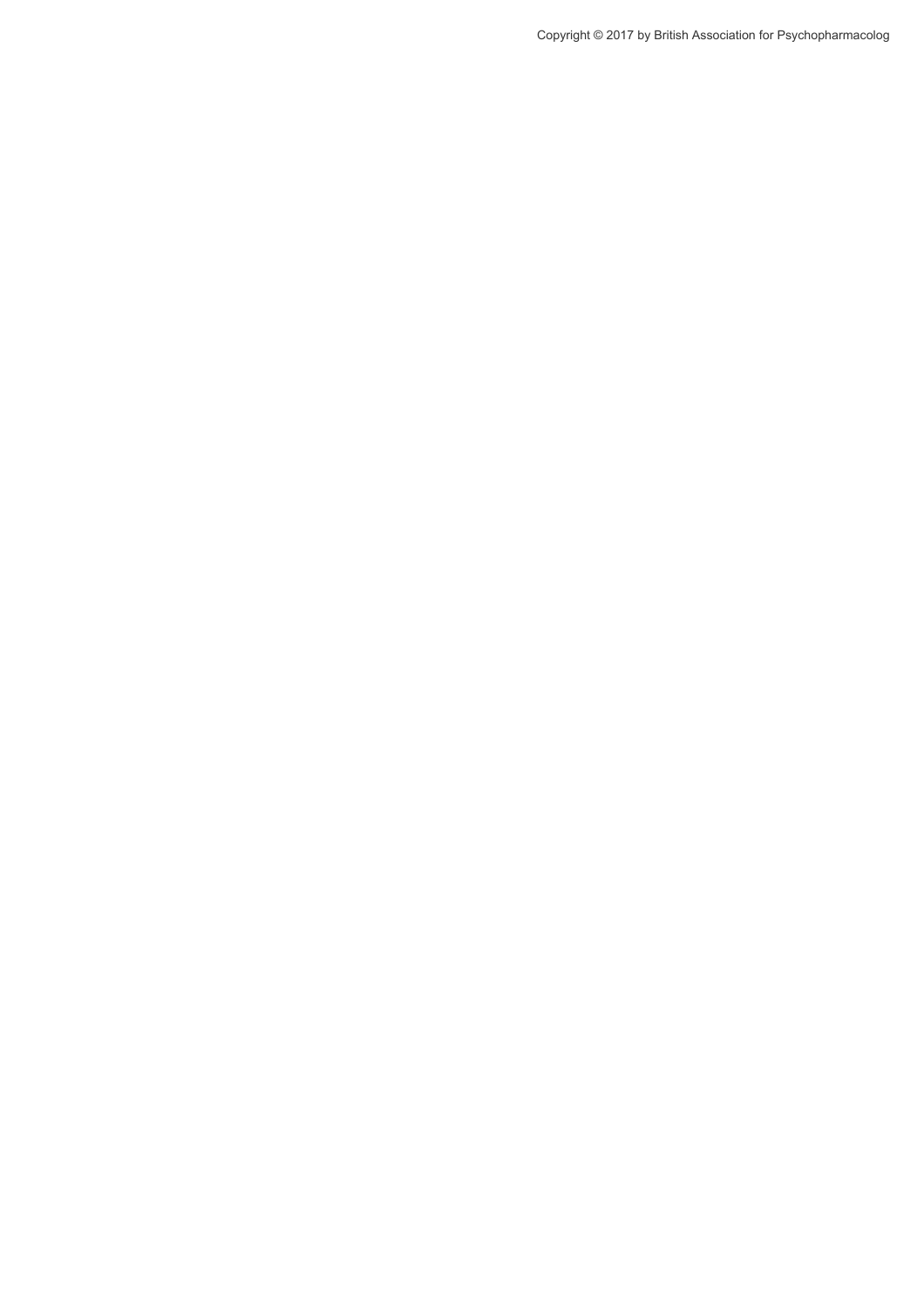Copyright © 2017 by British Association for Psychopharmacolog